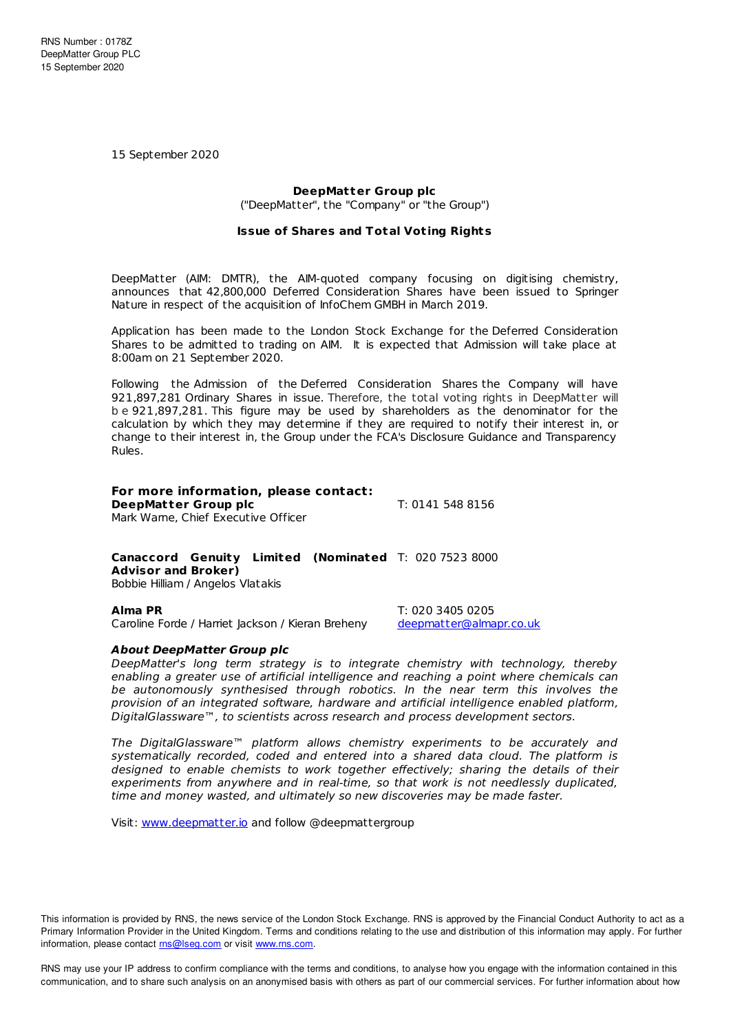RNS Number : 0178Z
DeepMatter Group PLC
15 September 2020

15 September 2020

**DeepMatter Group plc**

("DeepMatter", the "Company" or "the Group")

**Issue of Shares and Total Voting Rights**

DeepMatter (AIM: DMTR), the AIM-quoted company focusing on digitising chemistry, announces that 42,800,000 Deferred Consideration Shares have been issued to Springer Nature in respect of the acquisition of InfoChem GMBH in March 2019.

Application has been made to the London Stock Exchange for the Deferred Consideration Shares to be admitted to trading on AIM. It is expected that Admission will take place at 8:00am on 21 September 2020.

Following the Admission of the Deferred Consideration Shares the Company will have 921,897,281 Ordinary Shares in issue. Therefore, the total voting rights in DeepMatter will be 921,897,281. This figure may be used by shareholders as the denominator for the calculation by which they may determine if they are required to notify their interest in, or change to their interest in, the Group under the FCA's Disclosure Guidance and Transparency Rules.

**For more information, please contact:**

**DeepMatter Group plc** — T: 0141 548 8156
Mark Warne, Chief Executive Officer

**Canaccord Genuity Limited (Nominated Advisor and Broker)** — T: 020 7523 8000
Bobbie Hilliam / Angelos Vlatakis

**Alma PR** — T: 020 3405 0205
Caroline Forde / Harriet Jackson / Kieran Breheny — deepmatter@almapr.co.uk

***About DeepMatter Group plc***

*DeepMatter's long term strategy is to integrate chemistry with technology, thereby enabling a greater use of artificial intelligence and reaching a point where chemicals can be autonomously synthesised through robotics. In the near term this involves the provision of an integrated software, hardware and artificial intelligence enabled platform, DigitalGlassware™, to scientists across research and process development sectors.*

*The DigitalGlassware™ platform allows chemistry experiments to be accurately and systematically recorded, coded and entered into a shared data cloud. The platform is designed to enable chemists to work together effectively; sharing the details of their experiments from anywhere and in real-time, so that work is not needlessly duplicated, time and money wasted, and ultimately so new discoveries may be made faster.*

Visit: www.deepmatter.io and follow @deepmattergroup

This information is provided by RNS, the news service of the London Stock Exchange. RNS is approved by the Financial Conduct Authority to act as a Primary Information Provider in the United Kingdom. Terms and conditions relating to the use and distribution of this information may apply. For further information, please contact rns@lseg.com or visit www.rns.com.

RNS may use your IP address to confirm compliance with the terms and conditions, to analyse how you engage with the information contained in this communication, and to share such analysis on an anonymised basis with others as part of our commercial services. For further information about how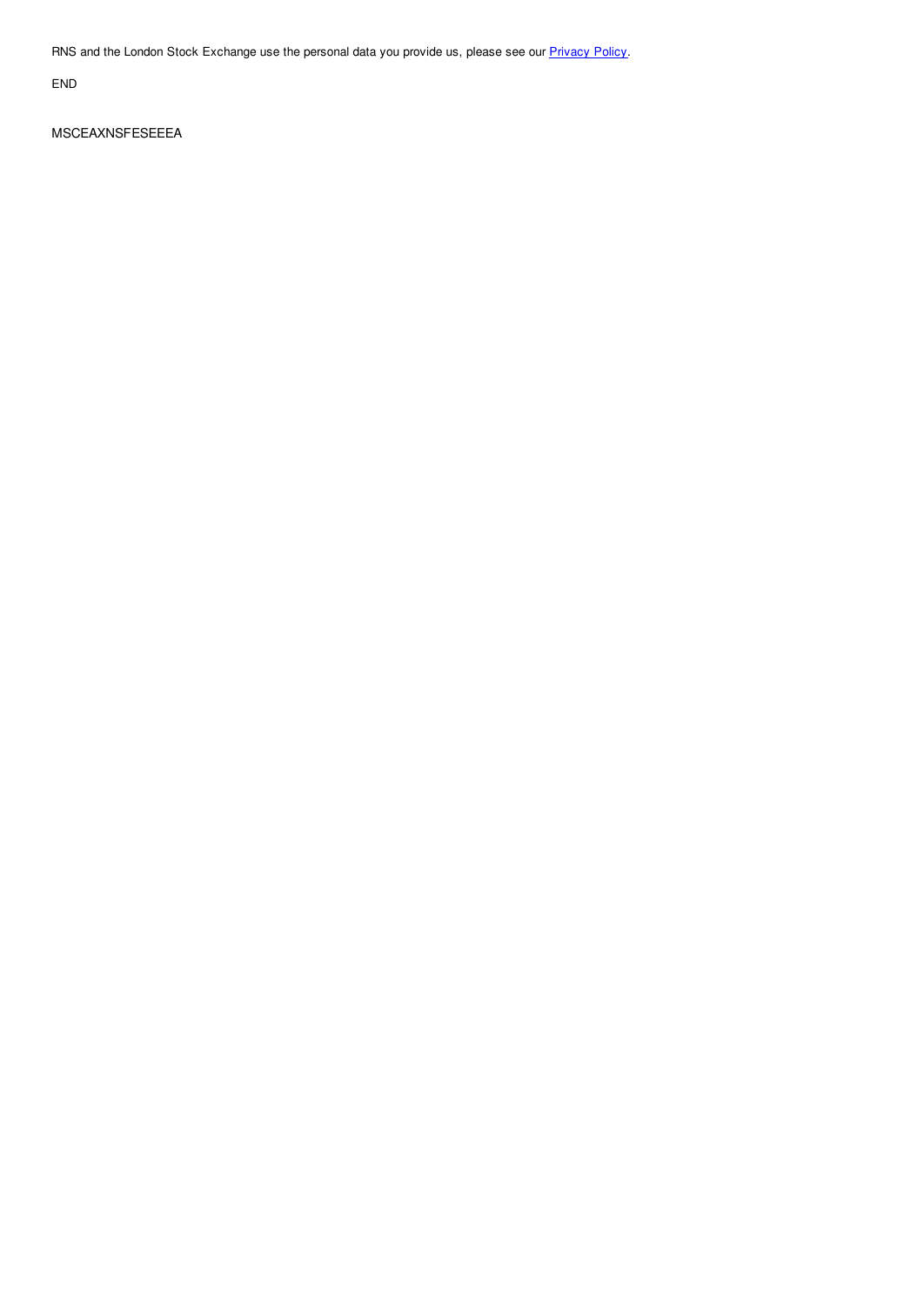RNS and the London Stock Exchange use the personal data you provide us, please see our [Privacy Policy](#).

END

MSCEAXNSFESEEEA